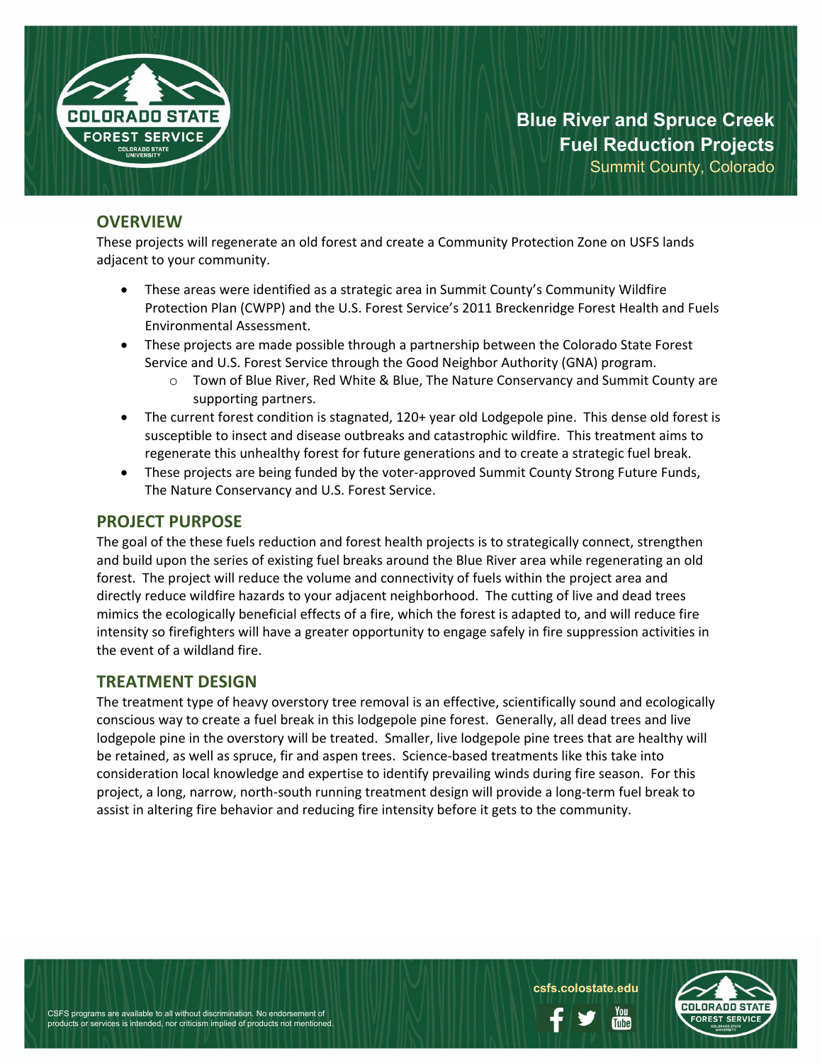# Blue River and Spruce Creek Fuel Reduction Projects

Summit County, Colorado

## OVERVIEW

These projects will regenerate an old forest and create a Community Protection Zone on USFS lands adjacent to your community.

- These areas were identified as a strategic area in Summit County's Community Wildfire Protection Plan (CWPP) and the U.S. Forest Service's 2011 Breckenridge Forest Health and Fuels Environmental Assessment.
- These projects are made possible through a partnership between the Colorado State Forest Service and U.S. Forest Service through the Good Neighbor Authority (GNA) program.
  - Town of Blue River, Red White & Blue, The Nature Conservancy and Summit County are supporting partners.
- The current forest condition is stagnated, 120+ year old Lodgepole pine. This dense old forest is susceptible to insect and disease outbreaks and catastrophic wildfire. This treatment aims to regenerate this unhealthy forest for future generations and to create a strategic fuel break.
- These projects are being funded by the voter-approved Summit County Strong Future Funds, The Nature Conservancy and U.S. Forest Service.

## PROJECT PURPOSE

The goal of the these fuels reduction and forest health projects is to strategically connect, strengthen and build upon the series of existing fuel breaks around the Blue River area while regenerating an old forest. The project will reduce the volume and connectivity of fuels within the project area and directly reduce wildfire hazards to your adjacent neighborhood. The cutting of live and dead trees mimics the ecologically beneficial effects of a fire, which the forest is adapted to, and will reduce fire intensity so firefighters will have a greater opportunity to engage safely in fire suppression activities in the event of a wildland fire.

## TREATMENT DESIGN

The treatment type of heavy overstory tree removal is an effective, scientifically sound and ecologically conscious way to create a fuel break in this lodgepole pine forest. Generally, all dead trees and live lodgepole pine in the overstory will be treated. Smaller, live lodgepole pine trees that are healthy will be retained, as well as spruce, fir and aspen trees. Science-based treatments like this take into consideration local knowledge and expertise to identify prevailing winds during fire season. For this project, a long, narrow, north-south running treatment design will provide a long-term fuel break to assist in altering fire behavior and reducing fire intensity before it gets to the community.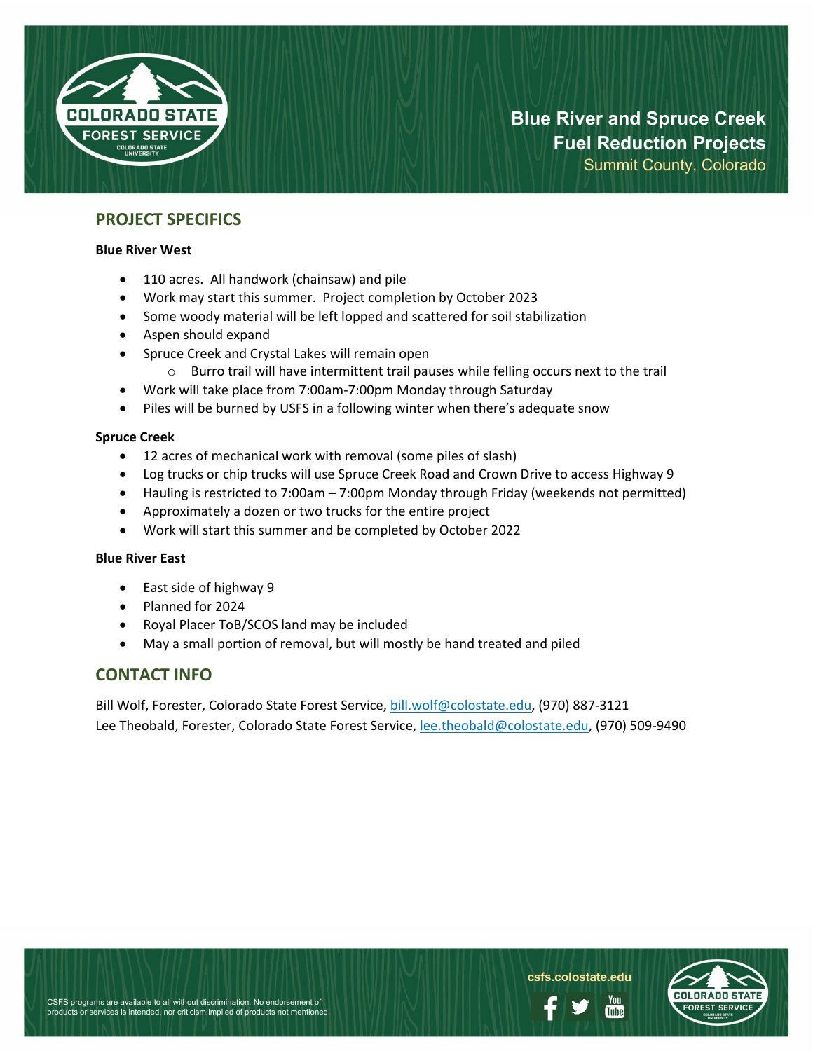# Blue River and Spruce Creek Fuel Reduction Projects

Summit County, Colorado

## PROJECT SPECIFICS

**Blue River West**

- 110 acres. All handwork (chainsaw) and pile
- Work may start this summer. Project completion by October 2023
- Some woody material will be left lopped and scattered for soil stabilization
- Aspen should expand
- Spruce Creek and Crystal Lakes will remain open
  - Burro trail will have intermittent trail pauses while felling occurs next to the trail
- Work will take place from 7:00am-7:00pm Monday through Saturday
- Piles will be burned by USFS in a following winter when there's adequate snow

**Spruce Creek**

- 12 acres of mechanical work with removal (some piles of slash)
- Log trucks or chip trucks will use Spruce Creek Road and Crown Drive to access Highway 9
- Hauling is restricted to 7:00am – 7:00pm Monday through Friday (weekends not permitted)
- Approximately a dozen or two trucks for the entire project
- Work will start this summer and be completed by October 2022

**Blue River East**

- East side of highway 9
- Planned for 2024
- Royal Placer ToB/SCOS land may be included
- May a small portion of removal, but will mostly be hand treated and piled

## CONTACT INFO

Bill Wolf, Forester, Colorado State Forest Service, bill.wolf@colostate.edu, (970) 887-3121
Lee Theobald, Forester, Colorado State Forest Service, lee.theobald@colostate.edu, (970) 509-9490

CSFS programs are available to all without discrimination. No endorsement of products or services is intended, nor criticism implied of products not mentioned.

csfs.colostate.edu